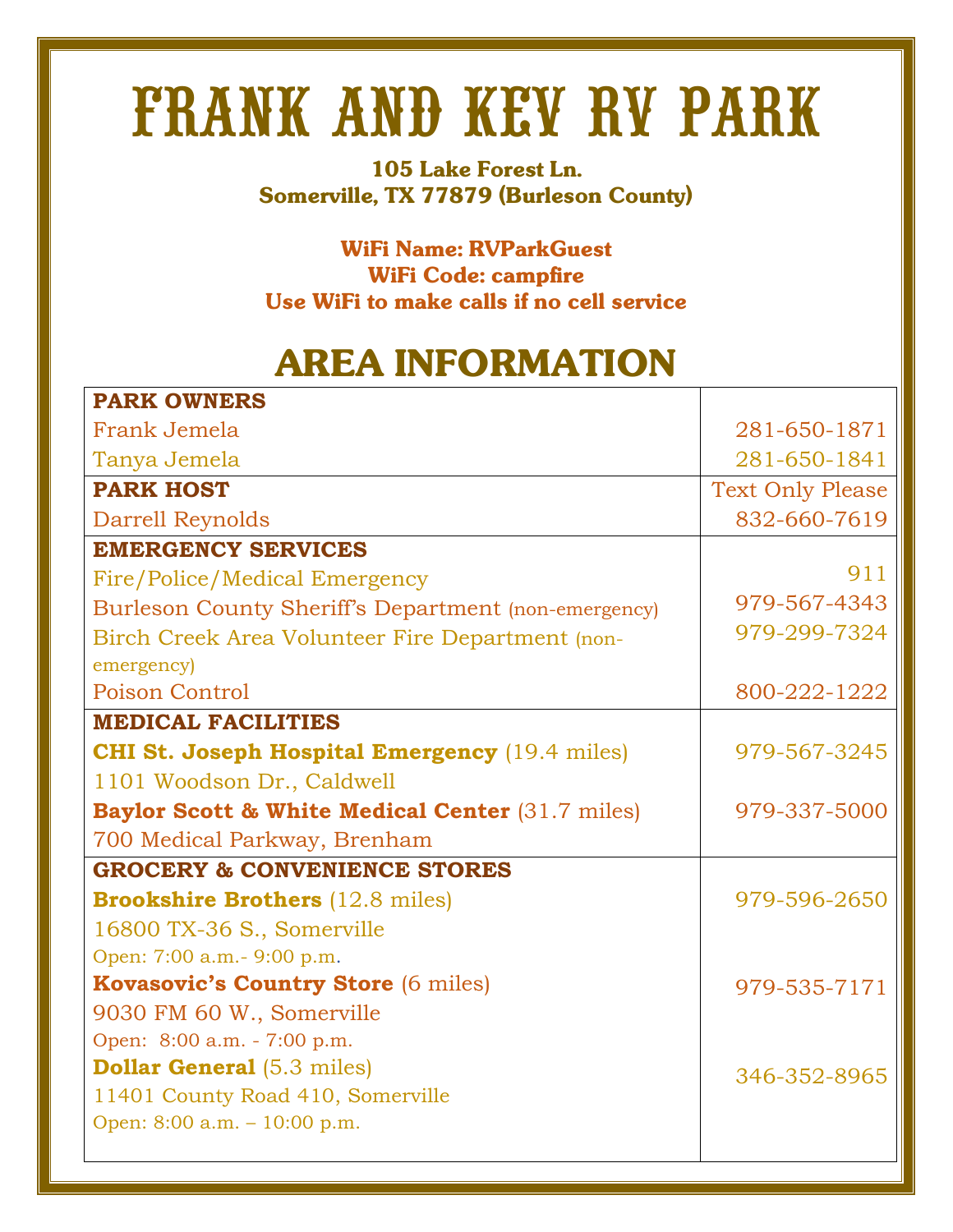# FRANK AND KEV RV PARK

**105 Lake Forest Ln.**
**Somerville, TX 77879 (Burleson County)**

**WiFi Name: RVParkGuest**
**WiFi Code: campfire**
**Use WiFi to make calls if no cell service**

## AREA INFORMATION

| | |
|---|---|
| **PARK OWNERS** | |
| Frank Jemela | 281-650-1871 |
| Tanya Jemela | 281-650-1841 |
| **PARK HOST** | Text Only Please |
| Darrell Reynolds | 832-660-7619 |
| **EMERGENCY SERVICES** | |
| Fire/Police/Medical Emergency | 911 |
| Burleson County Sheriff's Department (non-emergency) | 979-567-4343 |
| Birch Creek Area Volunteer Fire Department (non-emergency) | 979-299-7324 |
| Poison Control | 800-222-1222 |
| **MEDICAL FACILITIES** | |
| **CHI St. Joseph Hospital Emergency** (19.4 miles)<br>1101 Woodson Dr., Caldwell | 979-567-3245 |
| **Baylor Scott & White Medical Center** (31.7 miles)<br>700 Medical Parkway, Brenham | 979-337-5000 |
| **GROCERY & CONVENIENCE STORES** | |
| **Brookshire Brothers** (12.8 miles)<br>16800 TX-36 S., Somerville<br>Open: 7:00 a.m.- 9:00 p.m. | 979-596-2650 |
| **Kovasovic's Country Store** (6 miles)<br>9030 FM 60 W., Somerville<br>Open: 8:00 a.m. - 7:00 p.m. | 979-535-7171 |
| **Dollar General** (5.3 miles)<br>11401 County Road 410, Somerville<br>Open: 8:00 a.m. – 10:00 p.m. | 346-352-8965 |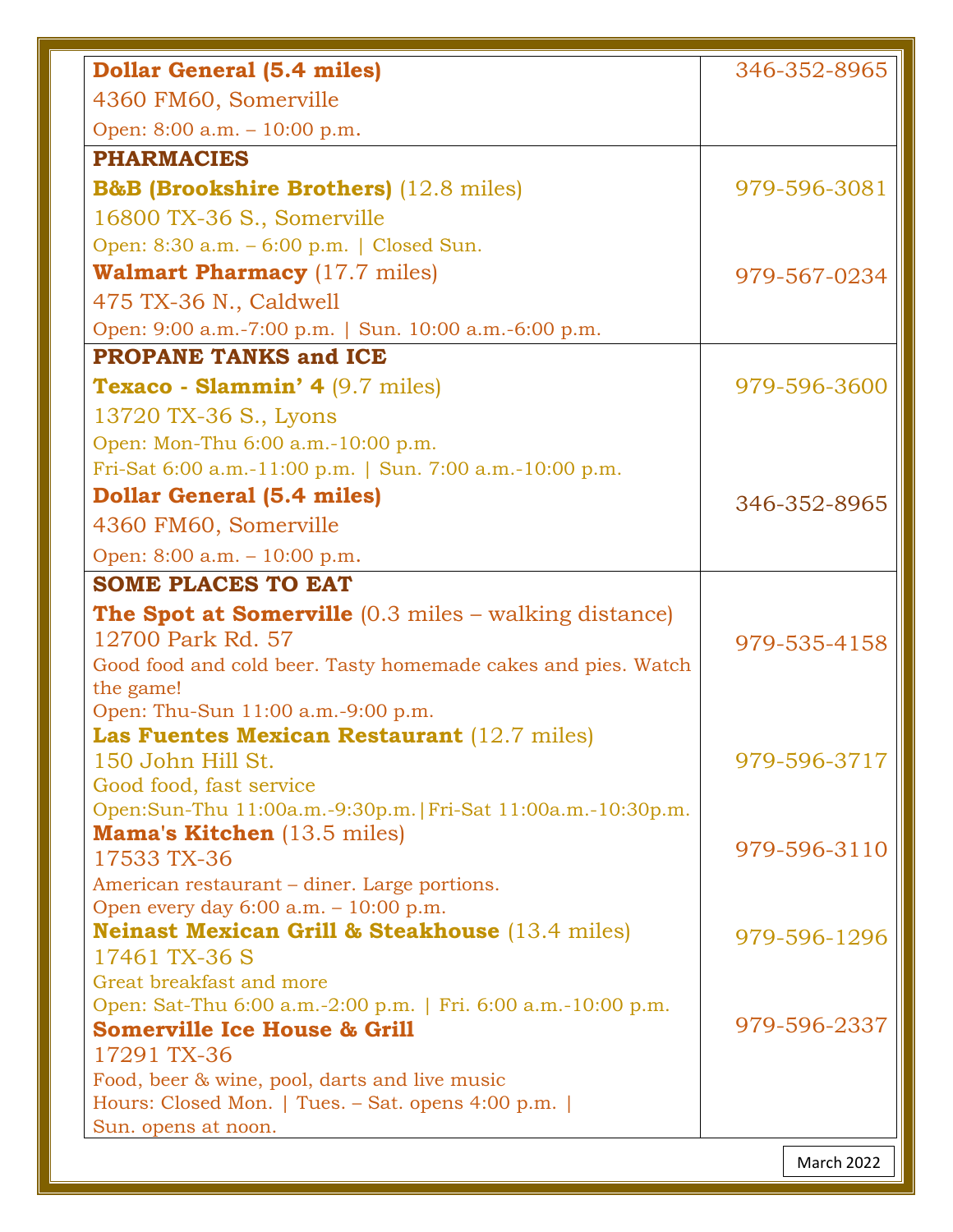| | |
|---|---|
| **Dollar General (5.4 miles)**<br>4360 FM60, Somerville<br>Open: 8:00 a.m. – 10:00 p.m. | 346-352-8965 |
| **PHARMACIES**<br>**B&B (Brookshire Brothers)** (12.8 miles)<br>16800 TX-36 S., Somerville<br>Open: 8:30 a.m. – 6:00 p.m. \| Closed Sun.<br>**Walmart Pharmacy** (17.7 miles)<br>475 TX-36 N., Caldwell<br>Open: 9:00 a.m.-7:00 p.m. \| Sun. 10:00 a.m.-6:00 p.m. | 979-596-3081<br><br><br>979-567-0234 |
| **PROPANE TANKS and ICE**<br>**Texaco - Slammin' 4** (9.7 miles)<br>13720 TX-36 S., Lyons<br>Open: Mon-Thu 6:00 a.m.-10:00 p.m.<br>Fri-Sat 6:00 a.m.-11:00 p.m. \| Sun. 7:00 a.m.-10:00 p.m.<br>**Dollar General (5.4 miles)**<br>4360 FM60, Somerville<br>Open: 8:00 a.m. – 10:00 p.m. | 979-596-3600<br><br><br><br><br>346-352-8965 |
| **SOME PLACES TO EAT**<br>**The Spot at Somerville** (0.3 miles – walking distance)<br>12700 Park Rd. 57<br>Good food and cold beer. Tasty homemade cakes and pies. Watch the game!<br>Open: Thu-Sun 11:00 a.m.-9:00 p.m.<br>**Las Fuentes Mexican Restaurant** (12.7 miles)<br>150 John Hill St.<br>Good food, fast service<br>Open:Sun-Thu 11:00a.m.-9:30p.m.\|Fri-Sat 11:00a.m.-10:30p.m.<br>**Mama's Kitchen** (13.5 miles)<br>17533 TX-36<br>American restaurant – diner. Large portions.<br>Open every day 6:00 a.m. – 10:00 p.m.<br>**Neinast Mexican Grill & Steakhouse** (13.4 miles)<br>17461 TX-36 S<br>Great breakfast and more<br>Open: Sat-Thu 6:00 a.m.-2:00 p.m. \| Fri. 6:00 a.m.-10:00 p.m.<br>**Somerville Ice House & Grill**<br>17291 TX-36<br>Food, beer & wine, pool, darts and live music<br>Hours: Closed Mon. \| Tues. – Sat. opens 4:00 p.m. \|<br>Sun. opens at noon. | 979-535-4158<br><br><br><br>979-596-3717<br><br><br>979-596-3110<br><br><br>979-596-1296<br><br><br>979-596-2337 |

March 2022